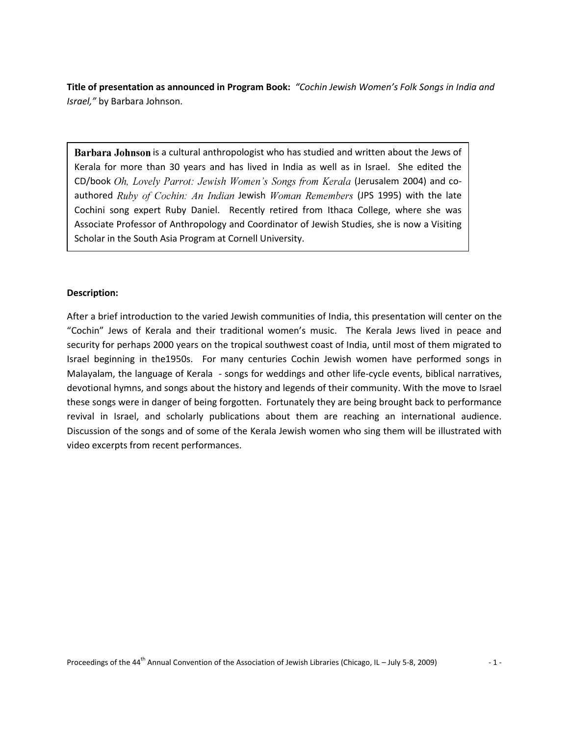**Title of presentation as announced in Program Book:** *"Cochin Jewish Women's Folk Songs in India and Israel,"* by Barbara Johnson.

**Barbara Johnson** is a cultural anthropologist who has studied and written about the Jews of Kerala for more than 30 years and has lived in India as well as in Israel. She edited the CD/book *Oh, Lovely Parrot: Jewish Women's Songs from Kerala* (Jerusalem 2004) and co-authored *Ruby of Cochin: An Indian* Jewish *Woman Remembers* (JPS 1995) with the late Cochini song expert Ruby Daniel. Recently retired from Ithaca College, where she was Associate Professor of Anthropology and Coordinator of Jewish Studies, she is now a Visiting Scholar in the South Asia Program at Cornell University.

**Description:**

After a brief introduction to the varied Jewish communities of India, this presentation will center on the "Cochin" Jews of Kerala and their traditional women's music. The Kerala Jews lived in peace and security for perhaps 2000 years on the tropical southwest coast of India, until most of them migrated to Israel beginning in the1950s. For many centuries Cochin Jewish women have performed songs in Malayalam, the language of Kerala - songs for weddings and other life-cycle events, biblical narratives, devotional hymns, and songs about the history and legends of their community. With the move to Israel these songs were in danger of being forgotten. Fortunately they are being brought back to performance revival in Israel, and scholarly publications about them are reaching an international audience. Discussion of the songs and of some of the Kerala Jewish women who sing them will be illustrated with video excerpts from recent performances.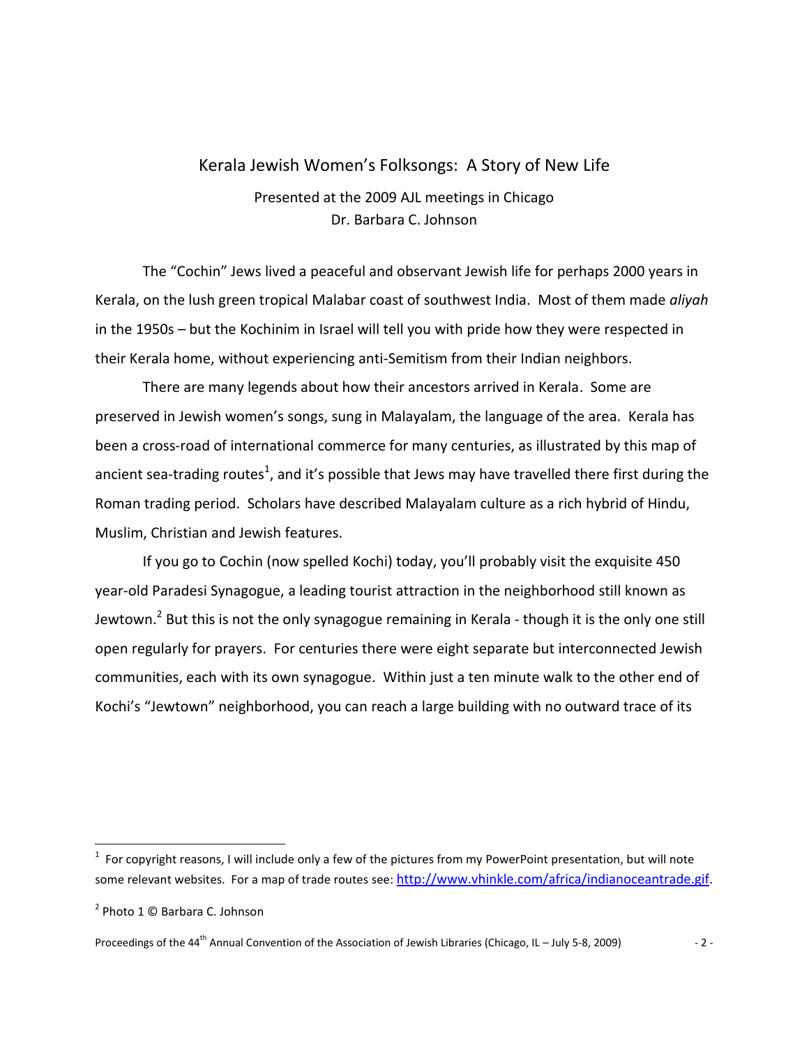# Kerala Jewish Women's Folksongs: A Story of New Life

Presented at the 2009 AJL meetings in Chicago
Dr. Barbara C. Johnson

The "Cochin" Jews lived a peaceful and observant Jewish life for perhaps 2000 years in Kerala, on the lush green tropical Malabar coast of southwest India. Most of them made *aliyah* in the 1950s – but the Kochinim in Israel will tell you with pride how they were respected in their Kerala home, without experiencing anti-Semitism from their Indian neighbors.

There are many legends about how their ancestors arrived in Kerala. Some are preserved in Jewish women's songs, sung in Malayalam, the language of the area. Kerala has been a cross-road of international commerce for many centuries, as illustrated by this map of ancient sea-trading routes[1], and it's possible that Jews may have travelled there first during the Roman trading period. Scholars have described Malayalam culture as a rich hybrid of Hindu, Muslim, Christian and Jewish features.

If you go to Cochin (now spelled Kochi) today, you'll probably visit the exquisite 450 year-old Paradesi Synagogue, a leading tourist attraction in the neighborhood still known as Jewtown.[2] But this is not the only synagogue remaining in Kerala - though it is the only one still open regularly for prayers. For centuries there were eight separate but interconnected Jewish communities, each with its own synagogue. Within just a ten minute walk to the other end of Kochi's "Jewtown" neighborhood, you can reach a large building with no outward trace of its

---

[1] For copyright reasons, I will include only a few of the pictures from my PowerPoint presentation, but will note some relevant websites. For a map of trade routes see: http://www.vhinkle.com/africa/indianoceantrade.gif.

[2] Photo 1 © Barbara C. Johnson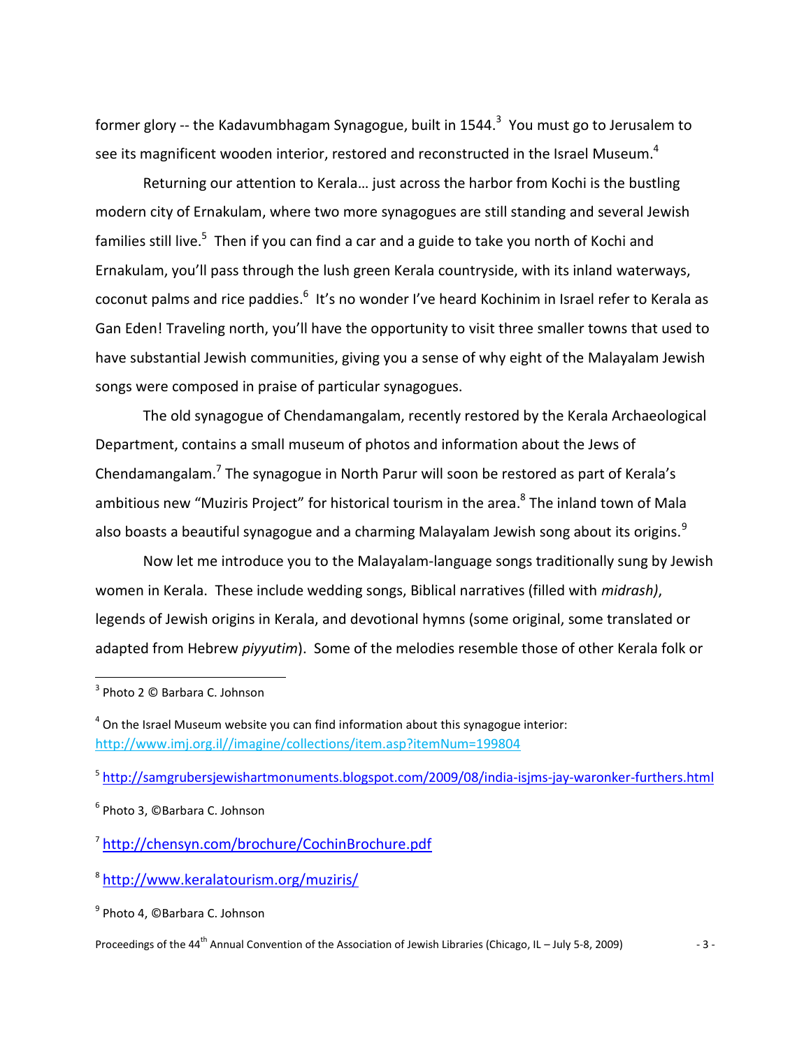former glory -- the Kadavumbhagam Synagogue, built in 1544.[3] You must go to Jerusalem to see its magnificent wooden interior, restored and reconstructed in the Israel Museum.[4]

Returning our attention to Kerala… just across the harbor from Kochi is the bustling modern city of Ernakulam, where two more synagogues are still standing and several Jewish families still live.[5] Then if you can find a car and a guide to take you north of Kochi and Ernakulam, you'll pass through the lush green Kerala countryside, with its inland waterways, coconut palms and rice paddies.[6] It's no wonder I've heard Kochinim in Israel refer to Kerala as Gan Eden! Traveling north, you'll have the opportunity to visit three smaller towns that used to have substantial Jewish communities, giving you a sense of why eight of the Malayalam Jewish songs were composed in praise of particular synagogues.

The old synagogue of Chendamangalam, recently restored by the Kerala Archaeological Department, contains a small museum of photos and information about the Jews of Chendamangalam.[7] The synagogue in North Parur will soon be restored as part of Kerala's ambitious new "Muziris Project" for historical tourism in the area.[8] The inland town of Mala also boasts a beautiful synagogue and a charming Malayalam Jewish song about its origins.[9]

Now let me introduce you to the Malayalam-language songs traditionally sung by Jewish women in Kerala. These include wedding songs, Biblical narratives (filled with *midrash)*, legends of Jewish origins in Kerala, and devotional hymns (some original, some translated or adapted from Hebrew *piyyutim*). Some of the melodies resemble those of other Kerala folk or

---

[3] Photo 2 © Barbara C. Johnson

[4] On the Israel Museum website you can find information about this synagogue interior: http://www.imj.org.il//imagine/collections/item.asp?itemNum=199804

[5] http://samgrubersjewishartmonuments.blogspot.com/2009/08/india-isjms-jay-waronker-furthers.html

[6] Photo 3, ©Barbara C. Johnson

[7] http://chensyn.com/brochure/CochinBrochure.pdf

[8] http://www.keralatourism.org/muziris/

[9] Photo 4, ©Barbara C. Johnson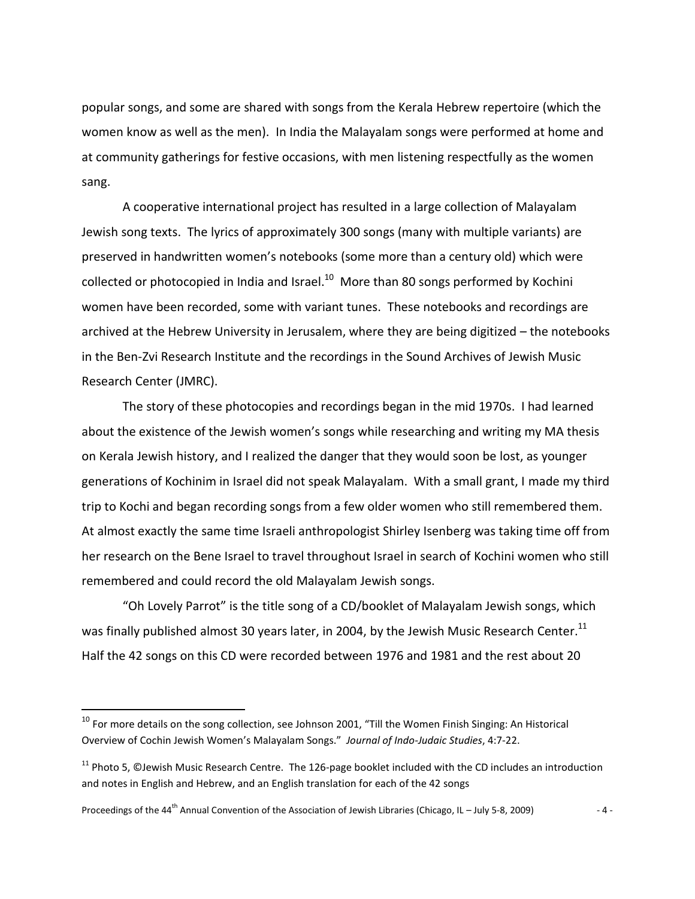popular songs, and some are shared with songs from the Kerala Hebrew repertoire (which the women know as well as the men). In India the Malayalam songs were performed at home and at community gatherings for festive occasions, with men listening respectfully as the women sang.

A cooperative international project has resulted in a large collection of Malayalam Jewish song texts. The lyrics of approximately 300 songs (many with multiple variants) are preserved in handwritten women's notebooks (some more than a century old) which were collected or photocopied in India and Israel.[10] More than 80 songs performed by Kochini women have been recorded, some with variant tunes. These notebooks and recordings are archived at the Hebrew University in Jerusalem, where they are being digitized – the notebooks in the Ben-Zvi Research Institute and the recordings in the Sound Archives of Jewish Music Research Center (JMRC).

The story of these photocopies and recordings began in the mid 1970s. I had learned about the existence of the Jewish women's songs while researching and writing my MA thesis on Kerala Jewish history, and I realized the danger that they would soon be lost, as younger generations of Kochinim in Israel did not speak Malayalam. With a small grant, I made my third trip to Kochi and began recording songs from a few older women who still remembered them. At almost exactly the same time Israeli anthropologist Shirley Isenberg was taking time off from her research on the Bene Israel to travel throughout Israel in search of Kochini women who still remembered and could record the old Malayalam Jewish songs.

"Oh Lovely Parrot" is the title song of a CD/booklet of Malayalam Jewish songs, which was finally published almost 30 years later, in 2004, by the Jewish Music Research Center.[11] Half the 42 songs on this CD were recorded between 1976 and 1981 and the rest about 20

---

[10] For more details on the song collection, see Johnson 2001, "Till the Women Finish Singing: An Historical Overview of Cochin Jewish Women's Malayalam Songs." *Journal of Indo-Judaic Studies*, 4:7-22.

[11] Photo 5, ©Jewish Music Research Centre. The 126-page booklet included with the CD includes an introduction and notes in English and Hebrew, and an English translation for each of the 42 songs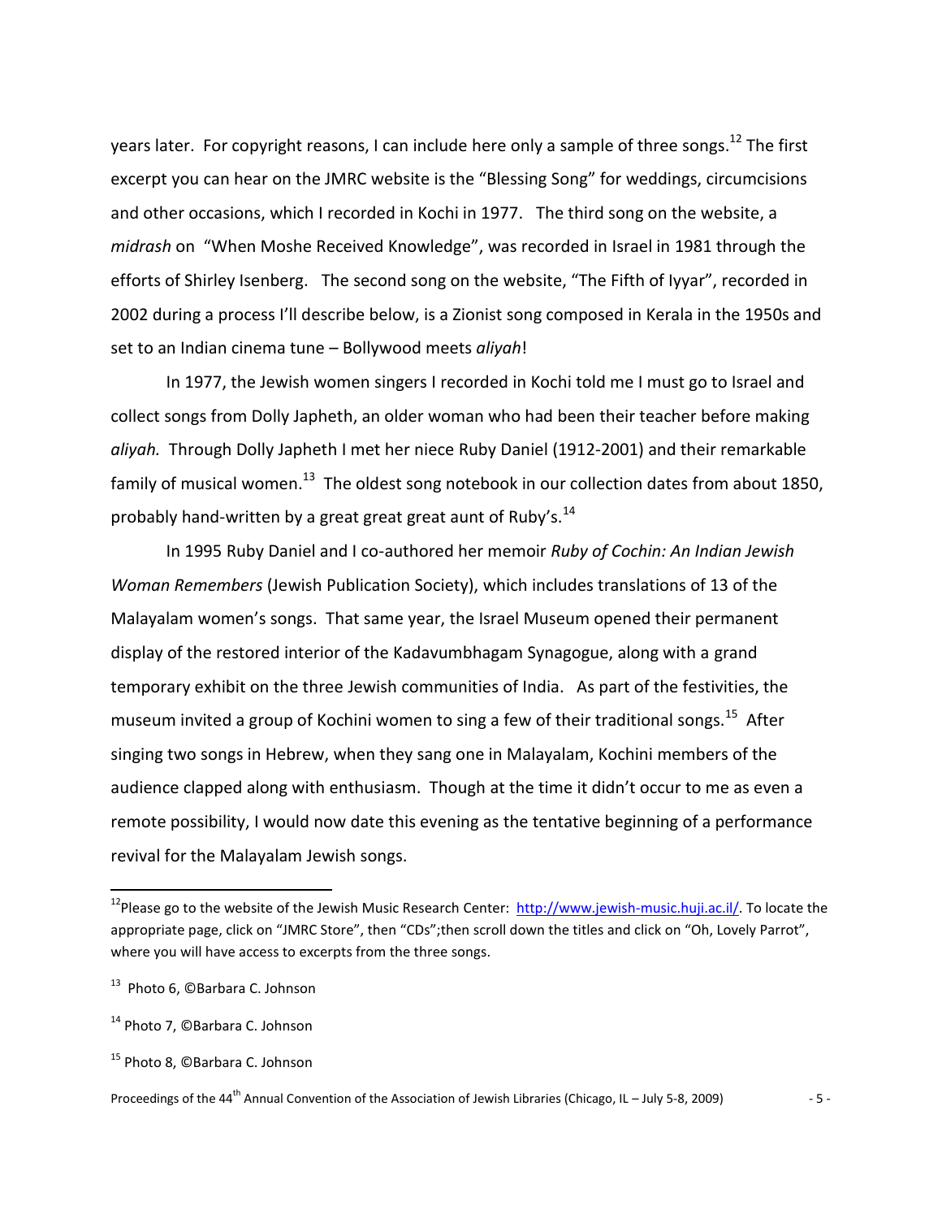years later. For copyright reasons, I can include here only a sample of three songs.[12] The first excerpt you can hear on the JMRC website is the "Blessing Song" for weddings, circumcisions and other occasions, which I recorded in Kochi in 1977. The third song on the website, a *midrash* on "When Moshe Received Knowledge", was recorded in Israel in 1981 through the efforts of Shirley Isenberg. The second song on the website, "The Fifth of Iyyar", recorded in 2002 during a process I'll describe below, is a Zionist song composed in Kerala in the 1950s and set to an Indian cinema tune – Bollywood meets *aliyah*!

In 1977, the Jewish women singers I recorded in Kochi told me I must go to Israel and collect songs from Dolly Japheth, an older woman who had been their teacher before making *aliyah.* Through Dolly Japheth I met her niece Ruby Daniel (1912-2001) and their remarkable family of musical women.[13] The oldest song notebook in our collection dates from about 1850, probably hand-written by a great great great aunt of Ruby's.[14]

In 1995 Ruby Daniel and I co-authored her memoir *Ruby of Cochin: An Indian Jewish Woman Remembers* (Jewish Publication Society), which includes translations of 13 of the Malayalam women's songs. That same year, the Israel Museum opened their permanent display of the restored interior of the Kadavumbhagam Synagogue, along with a grand temporary exhibit on the three Jewish communities of India. As part of the festivities, the museum invited a group of Kochini women to sing a few of their traditional songs.[15] After singing two songs in Hebrew, when they sang one in Malayalam, Kochini members of the audience clapped along with enthusiasm. Though at the time it didn't occur to me as even a remote possibility, I would now date this evening as the tentative beginning of a performance revival for the Malayalam Jewish songs.

---

[12]Please go to the website of the Jewish Music Research Center: http://www.jewish-music.huji.ac.il/. To locate the appropriate page, click on "JMRC Store", then "CDs";then scroll down the titles and click on "Oh, Lovely Parrot", where you will have access to excerpts from the three songs.

[13] Photo 6, ©Barbara C. Johnson

[14] Photo 7, ©Barbara C. Johnson

[15] Photo 8, ©Barbara C. Johnson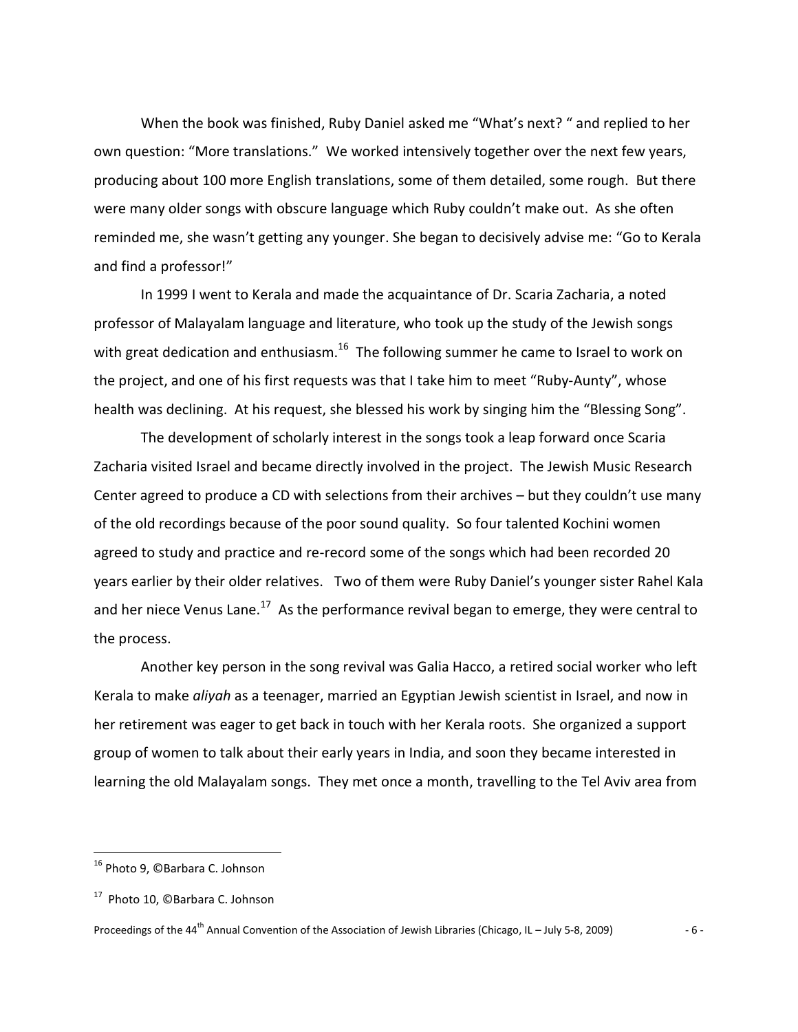When the book was finished, Ruby Daniel asked me "What's next? " and replied to her own question: "More translations." We worked intensively together over the next few years, producing about 100 more English translations, some of them detailed, some rough. But there were many older songs with obscure language which Ruby couldn't make out. As she often reminded me, she wasn't getting any younger. She began to decisively advise me: "Go to Kerala and find a professor!"

In 1999 I went to Kerala and made the acquaintance of Dr. Scaria Zacharia, a noted professor of Malayalam language and literature, who took up the study of the Jewish songs with great dedication and enthusiasm.[16] The following summer he came to Israel to work on the project, and one of his first requests was that I take him to meet "Ruby-Aunty", whose health was declining. At his request, she blessed his work by singing him the "Blessing Song".

The development of scholarly interest in the songs took a leap forward once Scaria Zacharia visited Israel and became directly involved in the project. The Jewish Music Research Center agreed to produce a CD with selections from their archives – but they couldn't use many of the old recordings because of the poor sound quality. So four talented Kochini women agreed to study and practice and re-record some of the songs which had been recorded 20 years earlier by their older relatives. Two of them were Ruby Daniel's younger sister Rahel Kala and her niece Venus Lane.[17] As the performance revival began to emerge, they were central to the process.

Another key person in the song revival was Galia Hacco, a retired social worker who left Kerala to make *aliyah* as a teenager, married an Egyptian Jewish scientist in Israel, and now in her retirement was eager to get back in touch with her Kerala roots. She organized a support group of women to talk about their early years in India, and soon they became interested in learning the old Malayalam songs. They met once a month, travelling to the Tel Aviv area from

---

[16] Photo 9, ©Barbara C. Johnson

[17] Photo 10, ©Barbara C. Johnson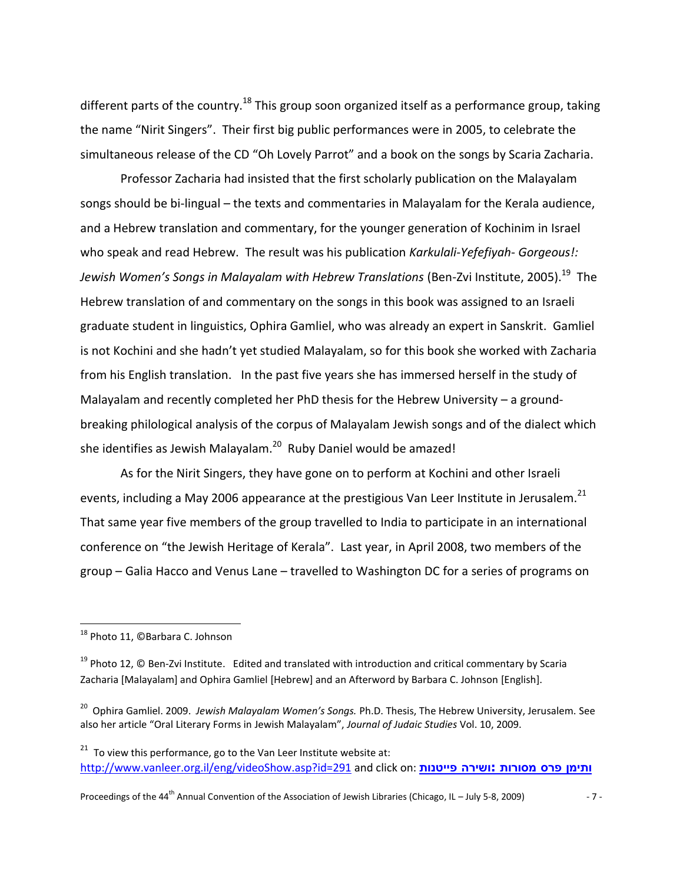different parts of the country.[18] This group soon organized itself as a performance group, taking the name "Nirit Singers". Their first big public performances were in 2005, to celebrate the simultaneous release of the CD "Oh Lovely Parrot" and a book on the songs by Scaria Zacharia.

Professor Zacharia had insisted that the first scholarly publication on the Malayalam songs should be bi-lingual – the texts and commentaries in Malayalam for the Kerala audience, and a Hebrew translation and commentary, for the younger generation of Kochinim in Israel who speak and read Hebrew. The result was his publication *Karkulali-Yefefiyah- Gorgeous!: Jewish Women's Songs in Malayalam with Hebrew Translations* (Ben-Zvi Institute, 2005).[19] The Hebrew translation of and commentary on the songs in this book was assigned to an Israeli graduate student in linguistics, Ophira Gamliel, who was already an expert in Sanskrit. Gamliel is not Kochini and she hadn't yet studied Malayalam, so for this book she worked with Zacharia from his English translation. In the past five years she has immersed herself in the study of Malayalam and recently completed her PhD thesis for the Hebrew University – a ground-breaking philological analysis of the corpus of Malayalam Jewish songs and of the dialect which she identifies as Jewish Malayalam.[20] Ruby Daniel would be amazed!

As for the Nirit Singers, they have gone on to perform at Kochini and other Israeli events, including a May 2006 appearance at the prestigious Van Leer Institute in Jerusalem.[21] That same year five members of the group travelled to India to participate in an international conference on "the Jewish Heritage of Kerala". Last year, in April 2008, two members of the group – Galia Hacco and Venus Lane – travelled to Washington DC for a series of programs on

---

[18] Photo 11, ©Barbara C. Johnson

[19] Photo 12, © Ben-Zvi Institute. Edited and translated with introduction and critical commentary by Scaria Zacharia [Malayalam] and Ophira Gamliel [Hebrew] and an Afterword by Barbara C. Johnson [English].

[20] Ophira Gamliel. 2009. *Jewish Malayalam Women's Songs.* Ph.D. Thesis, The Hebrew University, Jerusalem. See also her article "Oral Literary Forms in Jewish Malayalam", *Journal of Judaic Studies* Vol. 10, 2009.

[21] To view this performance, go to the Van Leer Institute website at: http://www.vanleer.org.il/eng/videoShow.asp?id=291 and click on: **ותימן פרס מסורות :ושירה פייטנות**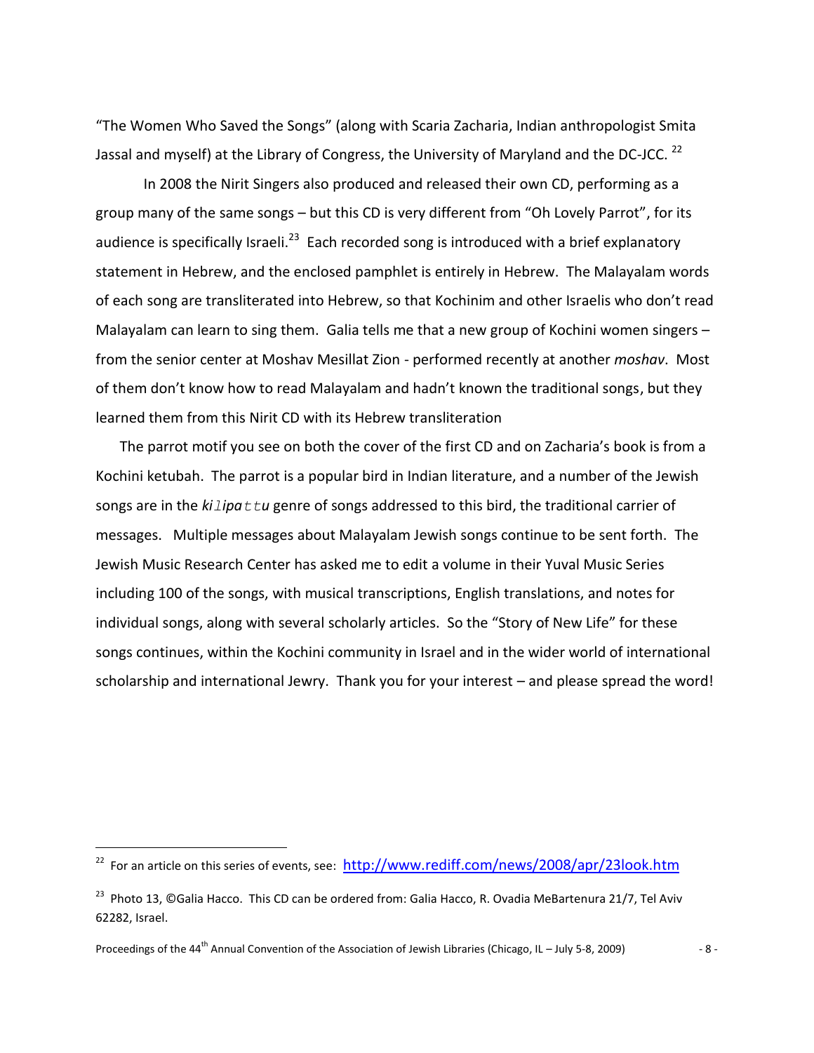"The Women Who Saved the Songs" (along with Scaria Zacharia, Indian anthropologist Smita Jassal and myself) at the Library of Congress, the University of Maryland and the DC-JCC. [22]

In 2008 the Nirit Singers also produced and released their own CD, performing as a group many of the same songs – but this CD is very different from "Oh Lovely Parrot", for its audience is specifically Israeli.[23] Each recorded song is introduced with a brief explanatory statement in Hebrew, and the enclosed pamphlet is entirely in Hebrew. The Malayalam words of each song are transliterated into Hebrew, so that Kochinim and other Israelis who don't read Malayalam can learn to sing them. Galia tells me that a new group of Kochini women singers – from the senior center at Moshav Mesillat Zion - performed recently at another *moshav*. Most of them don't know how to read Malayalam and hadn't known the traditional songs, but they learned them from this Nirit CD with its Hebrew transliteration

The parrot motif you see on both the cover of the first CD and on Zacharia's book is from a Kochini ketubah. The parrot is a popular bird in Indian literature, and a number of the Jewish songs are in the *kilipattu* genre of songs addressed to this bird, the traditional carrier of messages. Multiple messages about Malayalam Jewish songs continue to be sent forth. The Jewish Music Research Center has asked me to edit a volume in their Yuval Music Series including 100 of the songs, with musical transcriptions, English translations, and notes for individual songs, along with several scholarly articles. So the "Story of New Life" for these songs continues, within the Kochini community in Israel and in the wider world of international scholarship and international Jewry. Thank you for your interest – and please spread the word!

---

[22] For an article on this series of events, see: http://www.rediff.com/news/2008/apr/23look.htm

[23] Photo 13, ©Galia Hacco. This CD can be ordered from: Galia Hacco, R. Ovadia MeBartenura 21/7, Tel Aviv 62282, Israel.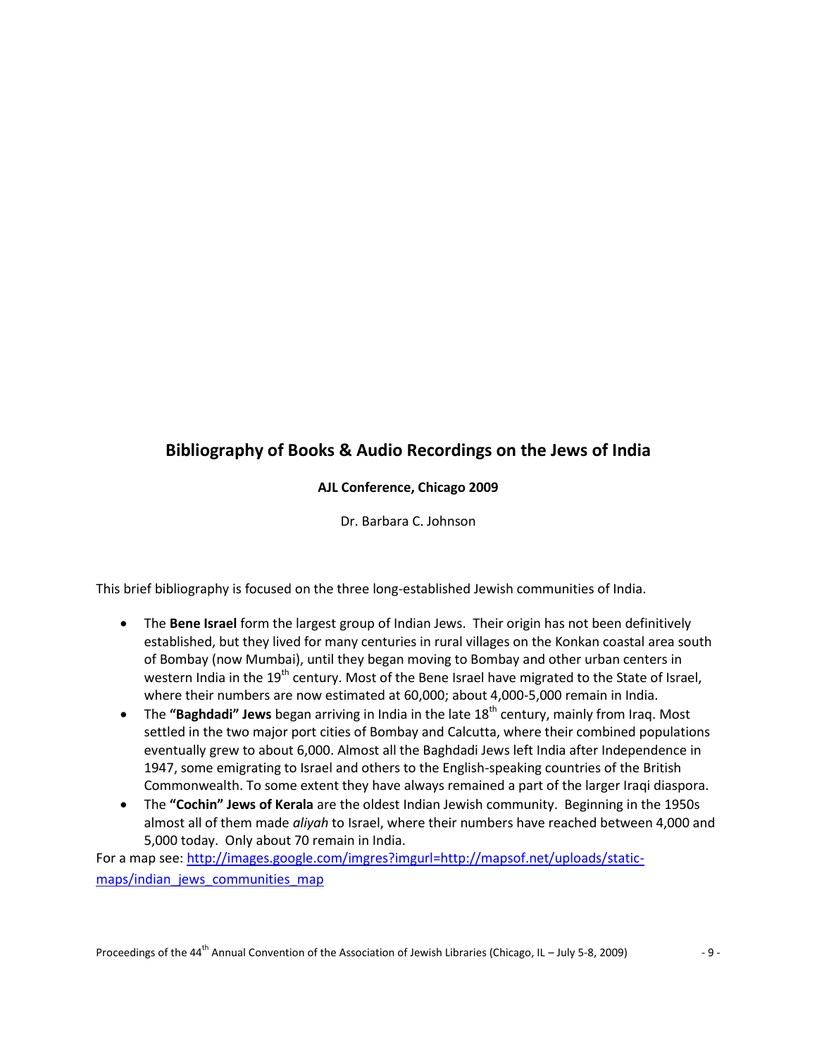## Bibliography of Books & Audio Recordings on the Jews of India

**AJL Conference, Chicago 2009**

Dr. Barbara C. Johnson

This brief bibliography is focused on the three long-established Jewish communities of India.

- The **Bene Israel** form the largest group of Indian Jews. Their origin has not been definitively established, but they lived for many centuries in rural villages on the Konkan coastal area south of Bombay (now Mumbai), until they began moving to Bombay and other urban centers in western India in the 19th century. Most of the Bene Israel have migrated to the State of Israel, where their numbers are now estimated at 60,000; about 4,000-5,000 remain in India.
- The **"Baghdadi" Jews** began arriving in India in the late 18th century, mainly from Iraq. Most settled in the two major port cities of Bombay and Calcutta, where their combined populations eventually grew to about 6,000. Almost all the Baghdadi Jews left India after Independence in 1947, some emigrating to Israel and others to the English-speaking countries of the British Commonwealth. To some extent they have always remained a part of the larger Iraqi diaspora.
- The **"Cochin" Jews of Kerala** are the oldest Indian Jewish community. Beginning in the 1950s almost all of them made *aliyah* to Israel, where their numbers have reached between 4,000 and 5,000 today. Only about 70 remain in India.

For a map see: [http://images.google.com/imgres?imgurl=http://mapsof.net/uploads/static-maps/indian_jews_communities_map](http://images.google.com/imgres?imgurl=http://mapsof.net/uploads/static-maps/indian_jews_communities_map)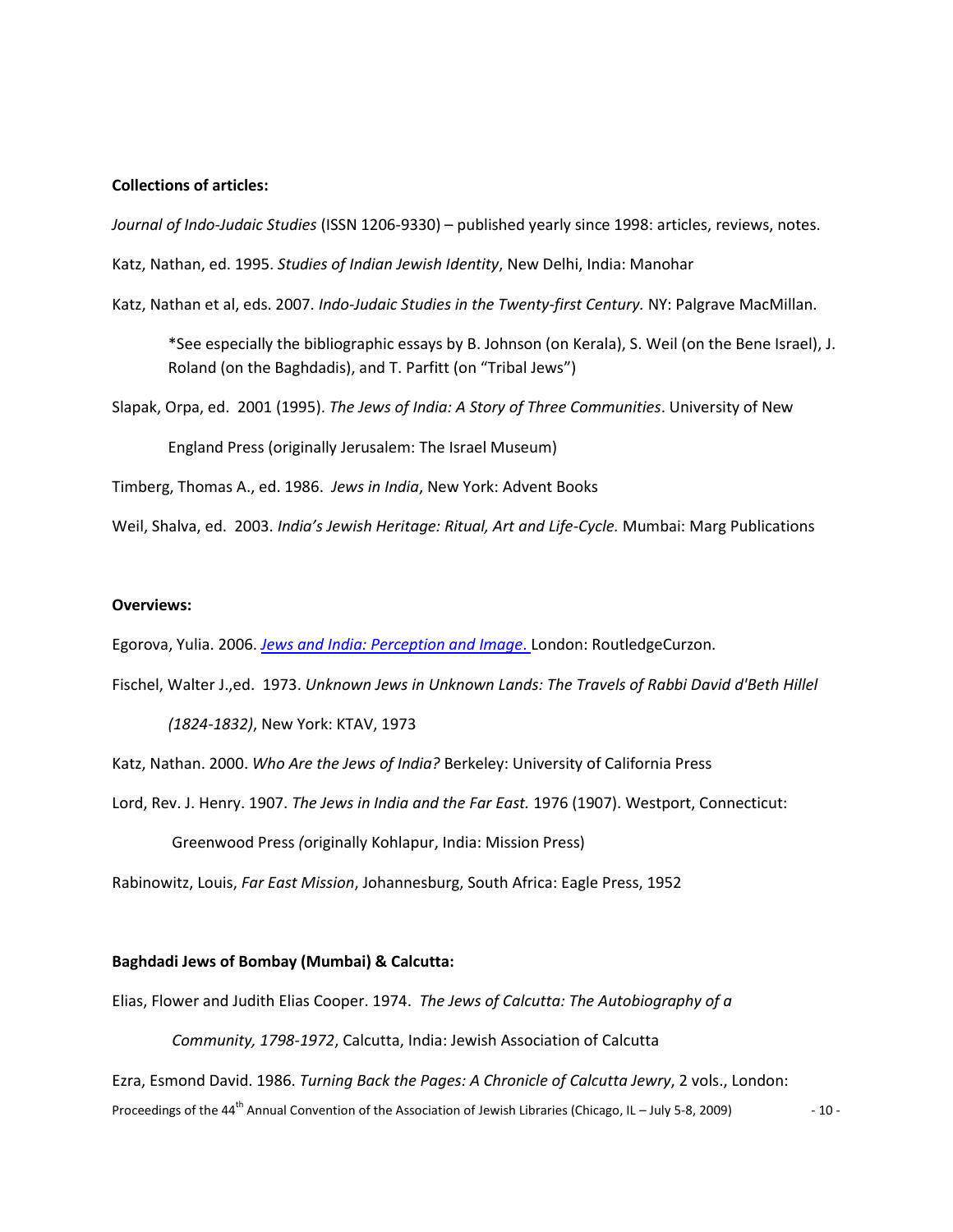**Collections of articles:**

*Journal of Indo-Judaic Studies* (ISSN 1206-9330) – published yearly since 1998: articles, reviews, notes.

Katz, Nathan, ed. 1995. *Studies of Indian Jewish Identity*, New Delhi, India: Manohar

Katz, Nathan et al, eds. 2007. *Indo-Judaic Studies in the Twenty-first Century.* NY: Palgrave MacMillan.

> *See especially the bibliographic essays by B. Johnson (on Kerala), S. Weil (on the Bene Israel), J. Roland (on the Baghdadis), and T. Parfitt (on "Tribal Jews")

Slapak, Orpa, ed. 2001 (1995). *The Jews of India: A Story of Three Communities*. University of New England Press (originally Jerusalem: The Israel Museum)

Timberg, Thomas A., ed. 1986. *Jews in India*, New York: Advent Books

Weil, Shalva, ed. 2003. *India's Jewish Heritage: Ritual, Art and Life-Cycle.* Mumbai: Marg Publications

**Overviews:**

Egorova, Yulia. 2006. *Jews and India: Perception and Image*. London: RoutledgeCurzon.

Fischel, Walter J.,ed. 1973. *Unknown Jews in Unknown Lands: The Travels of Rabbi David d'Beth Hillel (1824-1832)*, New York: KTAV, 1973

Katz, Nathan. 2000. *Who Are the Jews of India?* Berkeley: University of California Press

Lord, Rev. J. Henry. 1907. *The Jews in India and the Far East.* 1976 (1907). Westport, Connecticut: Greenwood Press (originally Kohlapur, India: Mission Press)

Rabinowitz, Louis, *Far East Mission*, Johannesburg, South Africa: Eagle Press, 1952

**Baghdadi Jews of Bombay (Mumbai) & Calcutta:**

Elias, Flower and Judith Elias Cooper. 1974. *The Jews of Calcutta: The Autobiography of a Community, 1798-1972*, Calcutta, India: Jewish Association of Calcutta

Ezra, Esmond David. 1986. *Turning Back the Pages: A Chronicle of Calcutta Jewry*, 2 vols., London: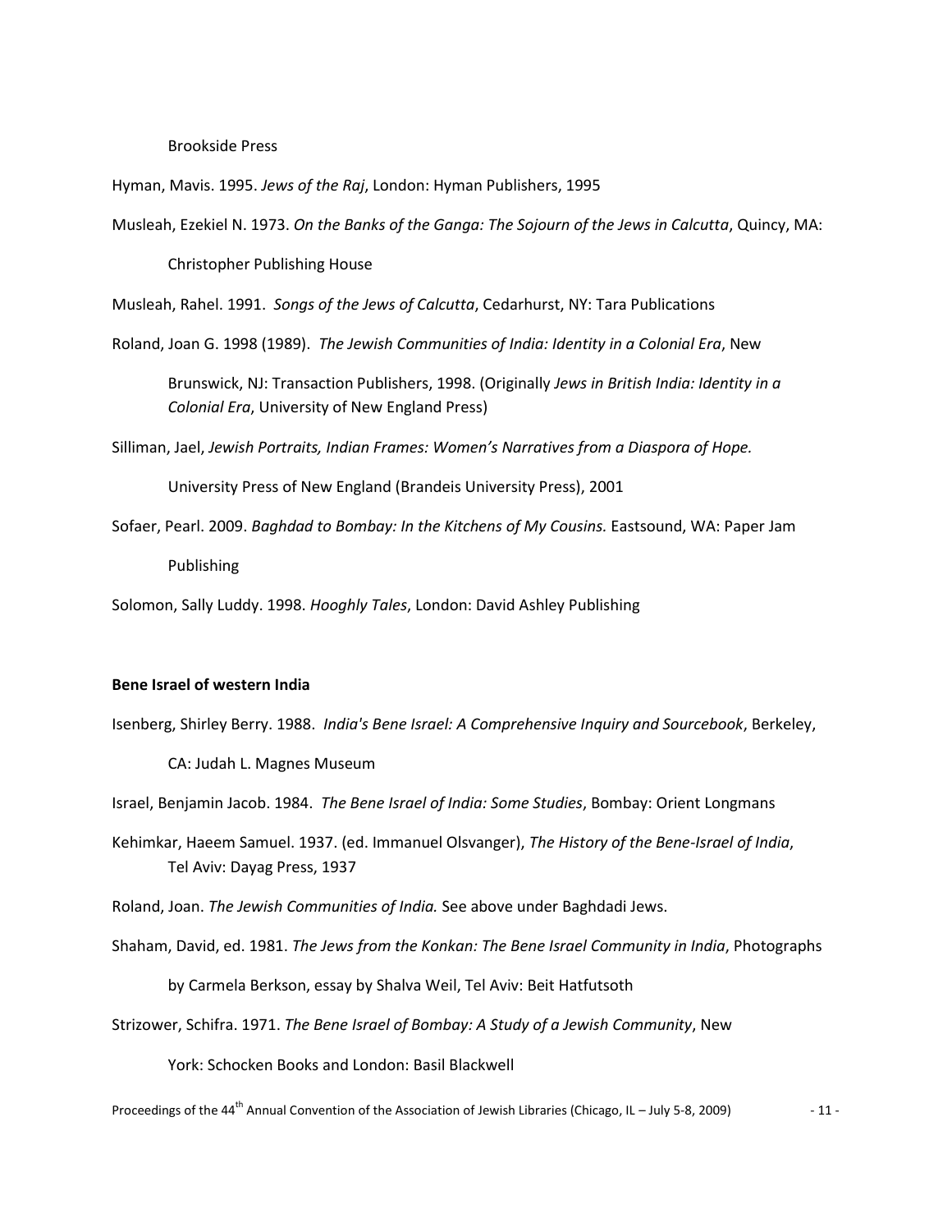Brookside Press

Hyman, Mavis. 1995. *Jews of the Raj*, London: Hyman Publishers, 1995

Musleah, Ezekiel N. 1973. *On the Banks of the Ganga: The Sojourn of the Jews in Calcutta*, Quincy, MA: Christopher Publishing House

Musleah, Rahel. 1991. *Songs of the Jews of Calcutta*, Cedarhurst, NY: Tara Publications

Roland, Joan G. 1998 (1989). *The Jewish Communities of India: Identity in a Colonial Era*, New Brunswick, NJ: Transaction Publishers, 1998. (Originally *Jews in British India: Identity in a Colonial Era*, University of New England Press)

Silliman, Jael, *Jewish Portraits, Indian Frames: Women's Narratives from a Diaspora of Hope.* University Press of New England (Brandeis University Press), 2001

Sofaer, Pearl. 2009. *Baghdad to Bombay: In the Kitchens of My Cousins.* Eastsound, WA: Paper Jam Publishing

Solomon, Sally Luddy. 1998. *Hooghly Tales*, London: David Ashley Publishing

**Bene Israel of western India**

Isenberg, Shirley Berry. 1988. *India's Bene Israel: A Comprehensive Inquiry and Sourcebook*, Berkeley, CA: Judah L. Magnes Museum

Israel, Benjamin Jacob. 1984. *The Bene Israel of India: Some Studies*, Bombay: Orient Longmans

Kehimkar, Haeem Samuel. 1937. (ed. Immanuel Olsvanger), *The History of the Bene-Israel of India*, Tel Aviv: Dayag Press, 1937

Roland, Joan. *The Jewish Communities of India.* See above under Baghdadi Jews.

Shaham, David, ed. 1981. *The Jews from the Konkan: The Bene Israel Community in India*, Photographs by Carmela Berkson, essay by Shalva Weil, Tel Aviv: Beit Hatfutsoth

Strizower, Schifra. 1971. *The Bene Israel of Bombay: A Study of a Jewish Community*, New York: Schocken Books and London: Basil Blackwell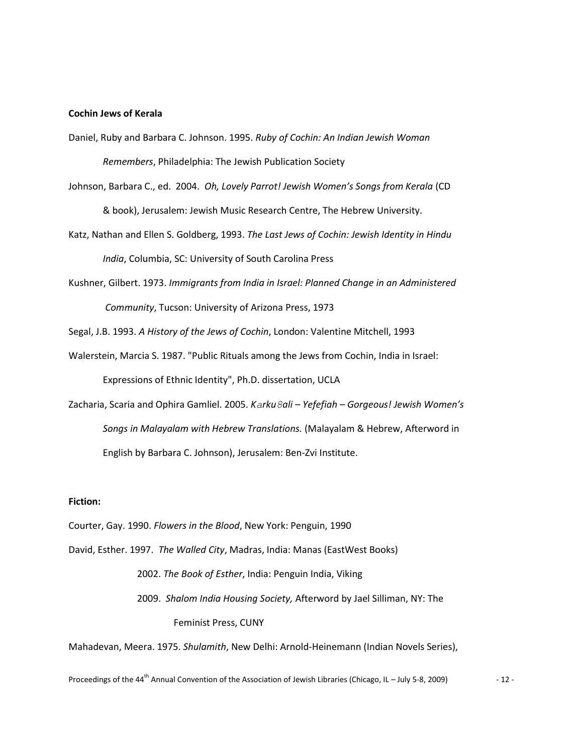**Cochin Jews of Kerala**

Daniel, Ruby and Barbara C. Johnson. 1995. *Ruby of Cochin: An Indian Jewish Woman Remembers*, Philadelphia: The Jewish Publication Society

Johnson, Barbara C., ed. 2004. *Oh, Lovely Parrot! Jewish Women's Songs from Kerala* (CD & book), Jerusalem: Jewish Music Research Centre, The Hebrew University.

Katz, Nathan and Ellen S. Goldberg, 1993. *The Last Jews of Cochin: Jewish Identity in Hindu India*, Columbia, SC: University of South Carolina Press

Kushner, Gilbert. 1973. *Immigrants from India in Israel: Planned Change in an Administered Community*, Tucson: University of Arizona Press, 1973

Segal, J.B. 1993. *A History of the Jews of Cochin*, London: Valentine Mitchell, 1993

Walerstein, Marcia S. 1987. "Public Rituals among the Jews from Cochin, India in Israel: Expressions of Ethnic Identity", Ph.D. dissertation, UCLA

Zacharia, Scaria and Ophira Gamliel. 2005. *Kərkuϑali – Yefefiah – Gorgeous! Jewish Women's Songs in Malayalam with Hebrew Translations.* (Malayalam & Hebrew, Afterword in English by Barbara C. Johnson), Jerusalem: Ben-Zvi Institute.

**Fiction:**

Courter, Gay. 1990. *Flowers in the Blood*, New York: Penguin, 1990

David, Esther. 1997. *The Walled City*, Madras, India: Manas (EastWest Books)

2002. *The Book of Esther*, India: Penguin India, Viking

2009. *Shalom India Housing Society,* Afterword by Jael Silliman, NY: The Feminist Press, CUNY

Mahadevan, Meera. 1975. *Shulamith*, New Delhi: Arnold-Heinemann (Indian Novels Series),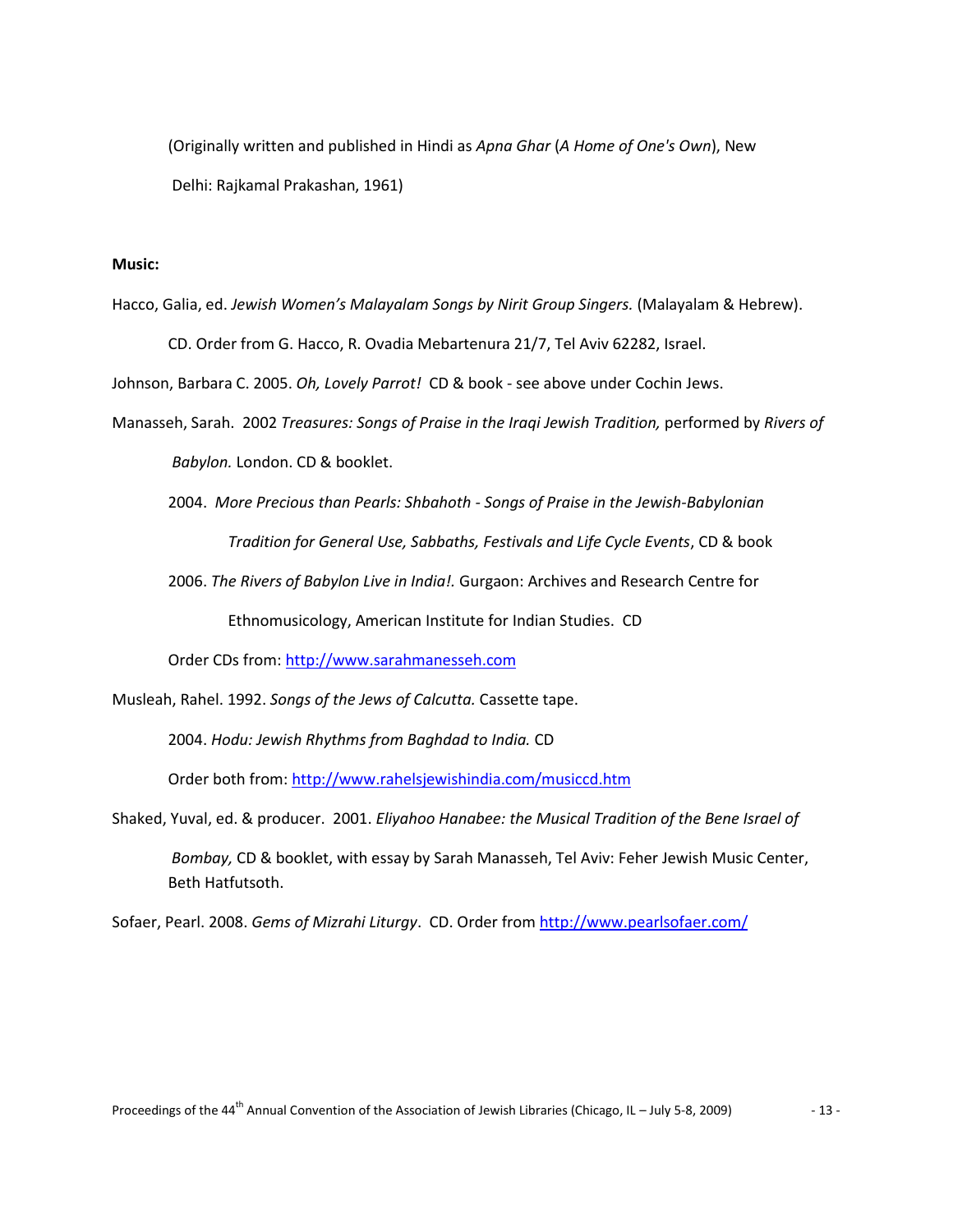(Originally written and published in Hindi as *Apna Ghar* (*A Home of One's Own*), New Delhi: Rajkamal Prakashan, 1961)

**Music:**

Hacco, Galia, ed. *Jewish Women's Malayalam Songs by Nirit Group Singers.* (Malayalam & Hebrew). CD. Order from G. Hacco, R. Ovadia Mebartenura 21/7, Tel Aviv 62282, Israel.

Johnson, Barbara C. 2005. *Oh, Lovely Parrot!* CD & book - see above under Cochin Jews.

Manasseh, Sarah. 2002 *Treasures: Songs of Praise in the Iraqi Jewish Tradition,* performed by *Rivers of Babylon.* London. CD & booklet.

2004. *More Precious than Pearls: Shbahoth - Songs of Praise in the Jewish-Babylonian Tradition for General Use, Sabbaths, Festivals and Life Cycle Events*, CD & book

2006. *The Rivers of Babylon Live in India!.* Gurgaon: Archives and Research Centre for Ethnomusicology, American Institute for Indian Studies. CD

Order CDs from: http://www.sarahmanesseh.com

Musleah, Rahel. 1992. *Songs of the Jews of Calcutta.* Cassette tape.

2004. *Hodu: Jewish Rhythms from Baghdad to India.* CD

Order both from: http://www.rahelsjewishindia.com/musiccd.htm

Shaked, Yuval, ed. & producer. 2001. *Eliyahoo Hanabee: the Musical Tradition of the Bene Israel of Bombay,* CD & booklet, with essay by Sarah Manasseh, Tel Aviv: Feher Jewish Music Center, Beth Hatfutsoth.

Sofaer, Pearl. 2008. *Gems of Mizrahi Liturgy*. CD. Order from http://www.pearlsofaer.com/